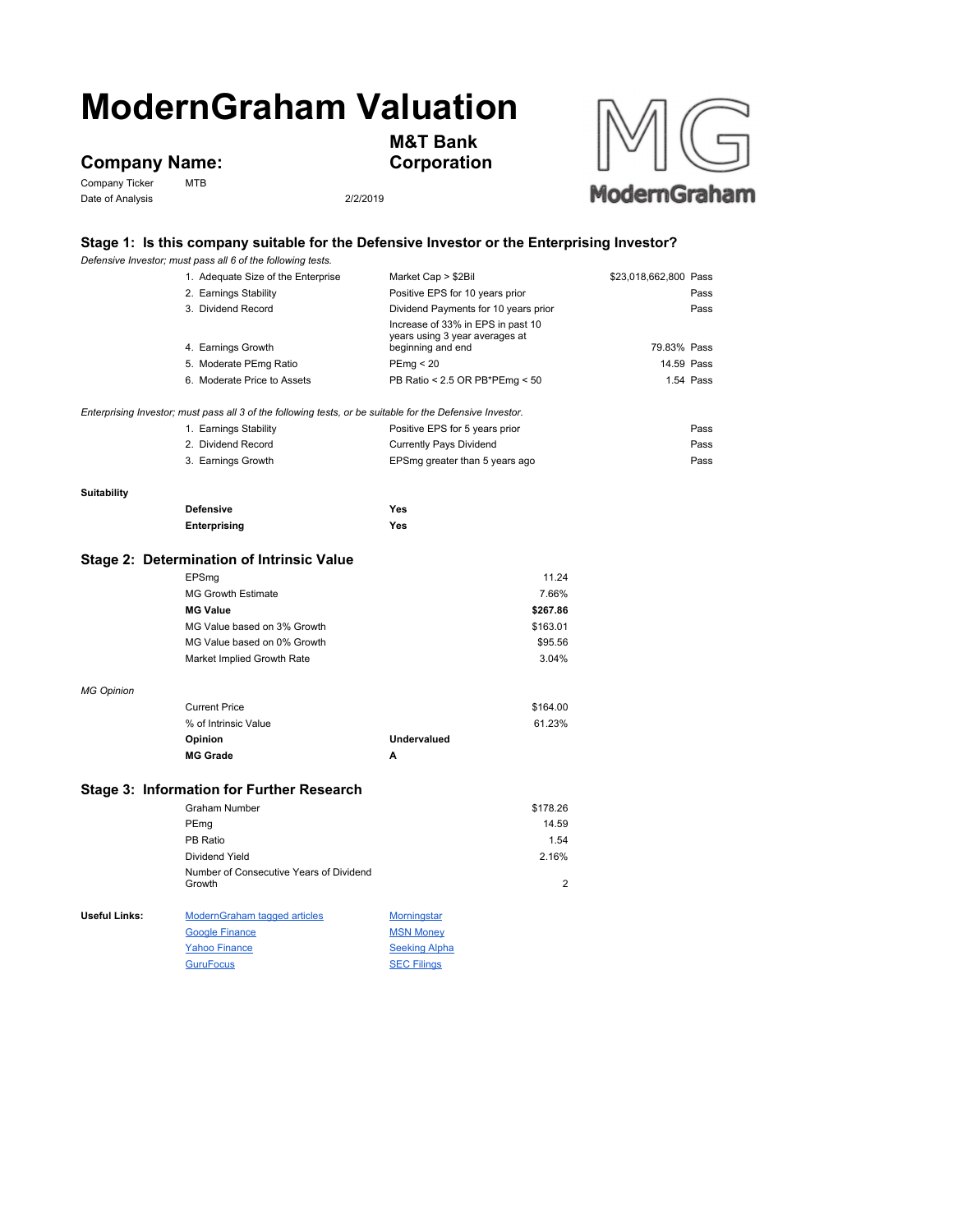# ModernGraham Valuation

## Company Name:

**M&T Bank Corporation**

Company Ticker: MTB

Date of Analysis: 2/2/2019

### Stage 1: Is this company suitable for the Defensive Investor or the Enterprising Investor?

*Defensive Investor; must pass all 6 of the following tests.*

| Test | Criterion | Value | Result |
|---|---|---|---|
| 1. Adequate Size of the Enterprise | Market Cap > $2Bil | $23,018,662,800 | Pass |
| 2. Earnings Stability | Positive EPS for 10 years prior | | Pass |
| 3. Dividend Record | Dividend Payments for 10 years prior | | Pass |
| 4. Earnings Growth | Increase of 33% in EPS in past 10 years using 3 year averages at beginning and end | 79.83% | Pass |
| 5. Moderate PEmg Ratio | PEmg < 20 | 14.59 | Pass |
| 6. Moderate Price to Assets | PB Ratio < 2.5 OR PB*PEmg < 50 | 1.54 | Pass |

*Enterprising Investor; must pass all 3 of the following tests, or be suitable for the Defensive Investor.*

| Test | Criterion | Result |
|---|---|---|
| 1. Earnings Stability | Positive EPS for 5 years prior | Pass |
| 2. Dividend Record | Currently Pays Dividend | Pass |
| 3. Earnings Growth | EPSmg greater than 5 years ago | Pass |

**Suitability**

| | |
|---|---|
| **Defensive** | **Yes** |
| **Enterprising** | **Yes** |

### Stage 2: Determination of Intrinsic Value

| | |
|---|---|
| EPSmg | 11.24 |
| MG Growth Estimate | 7.66% |
| **MG Value** | **$267.86** |
| MG Value based on 3% Growth | $163.01 |
| MG Value based on 0% Growth | $95.56 |
| Market Implied Growth Rate | 3.04% |

*MG Opinion*

| | | |
|---|---|---|
| Current Price | | $164.00 |
| % of Intrinsic Value | | 61.23% |
| **Opinion** | **Undervalued** | |
| **MG Grade** | **A** | |

### Stage 3: Information for Further Research

| | |
|---|---|
| Graham Number | $178.26 |
| PEmg | 14.59 |
| PB Ratio | 1.54 |
| Dividend Yield | 2.16% |
| Number of Consecutive Years of Dividend Growth | 2 |

**Useful Links:**

| | |
|---|---|
| ModernGraham tagged articles | Morningstar |
| Google Finance | MSN Money |
| Yahoo Finance | Seeking Alpha |
| GuruFocus | SEC Filings |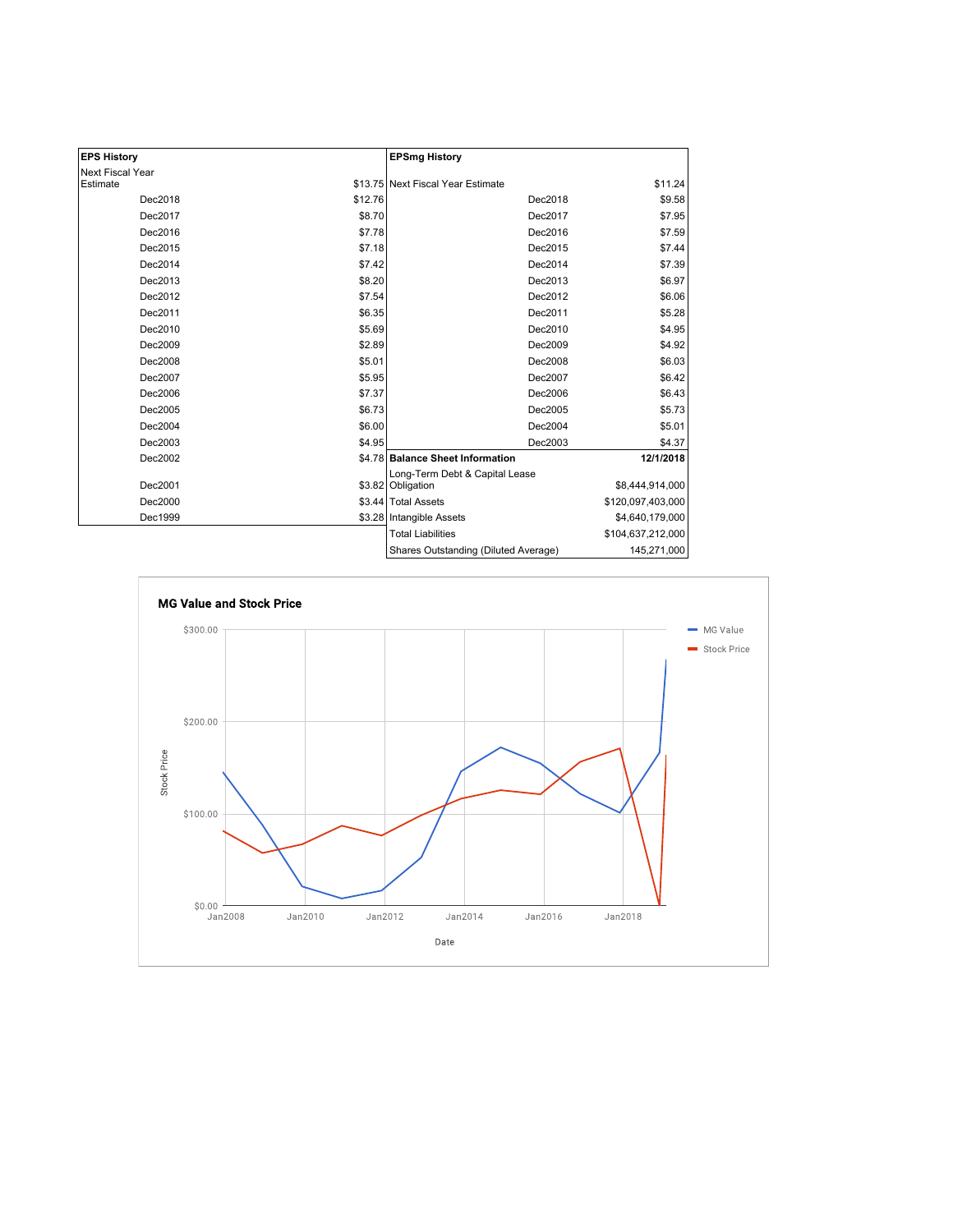| EPS History | |
|---|---|
| Next Fiscal Year Estimate | $13.75 |
| Dec2018 | $12.76 |
| Dec2017 | $8.70 |
| Dec2016 | $7.78 |
| Dec2015 | $7.18 |
| Dec2014 | $7.42 |
| Dec2013 | $8.20 |
| Dec2012 | $7.54 |
| Dec2011 | $6.35 |
| Dec2010 | $5.69 |
| Dec2009 | $2.89 |
| Dec2008 | $5.01 |
| Dec2007 | $5.95 |
| Dec2006 | $7.37 |
| Dec2005 | $6.73 |
| Dec2004 | $6.00 |
| Dec2003 | $4.95 |
| Dec2002 | $4.78 |
| Dec2001 | $3.82 |
| Dec2000 | $3.44 |
| Dec1999 | $3.28 |

| EPSmg History | |
|---|---|
| Next Fiscal Year Estimate | $11.24 |
| Dec2018 | $9.58 |
| Dec2017 | $7.95 |
| Dec2016 | $7.59 |
| Dec2015 | $7.44 |
| Dec2014 | $7.39 |
| Dec2013 | $6.97 |
| Dec2012 | $6.06 |
| Dec2011 | $5.28 |
| Dec2010 | $4.95 |
| Dec2009 | $4.92 |
| Dec2008 | $6.03 |
| Dec2007 | $6.42 |
| Dec2006 | $6.43 |
| Dec2005 | $5.73 |
| Dec2004 | $5.01 |
| Dec2003 | $4.37 |

| Balance Sheet Information | 12/1/2018 |
|---|---|
| Long-Term Debt & Capital Lease Obligation | $8,444,914,000 |
| Total Assets | $120,097,403,000 |
| Intangible Assets | $4,640,179,000 |
| Total Liabilities | $104,637,212,000 |
| Shares Outstanding (Diluted Average) | 145,271,000 |

**MG Value and Stock Price**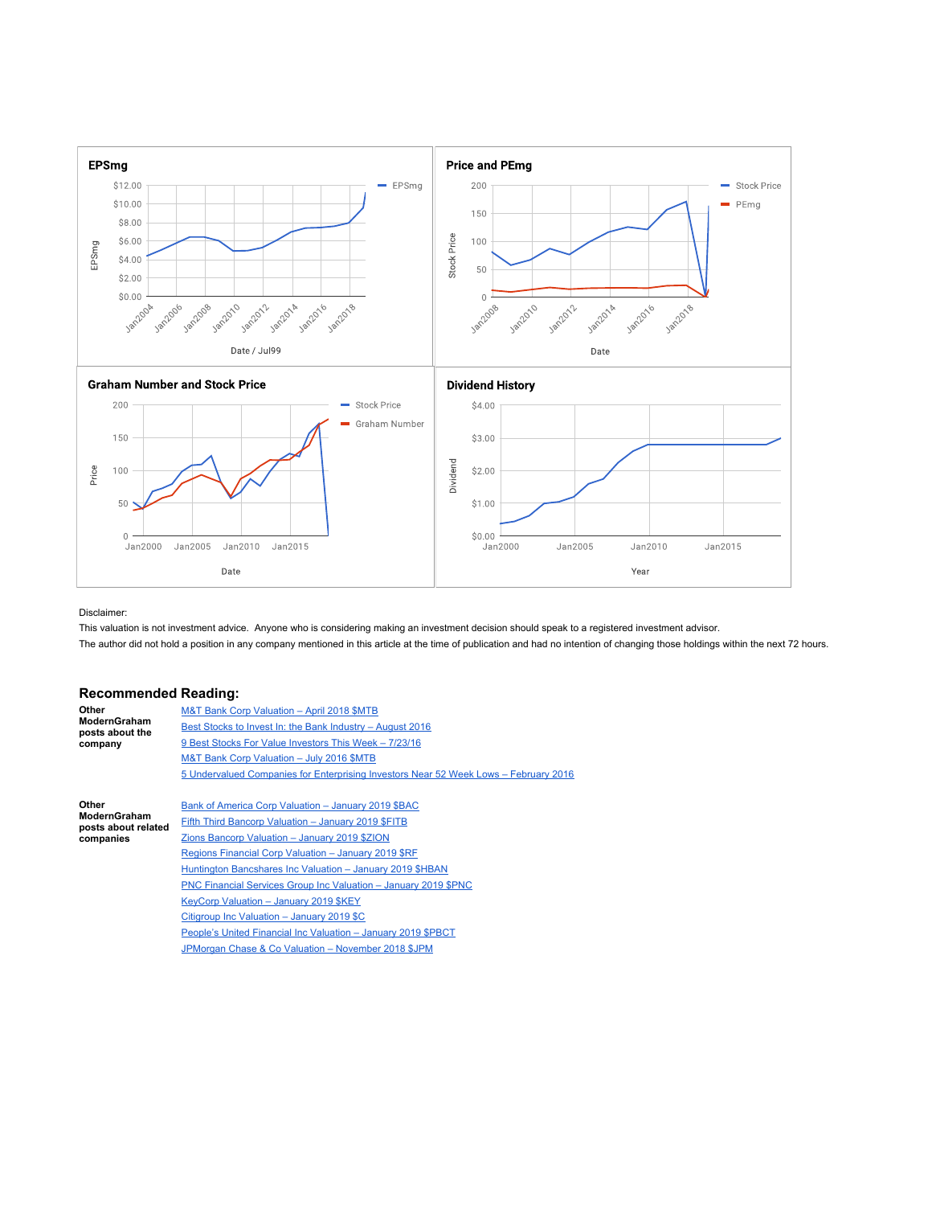**EPSmg**

EPSmg

$12.00
$10.00
$8.00
$6.00
$4.00
$2.00
$0.00

Jan2004 Jan2006 Jan2008 Jan2010 Jan2012 Jan2014 Jan2016 Jan2018

Date / Jul99

**Price and PEmg**

Stock Price
PEmg

200
150
100
50
0

Stock Price

Jan2008 Jan2010 Jan2012 Jan2014 Jan2016 Jan2018

Date

**Graham Number and Stock Price**

Stock Price
Graham Number

200
150
100
50
0

Price

Jan2000 Jan2005 Jan2010 Jan2015

Date

**Dividend History**

$4.00
$3.00
$2.00
$1.00
$0.00

Dividend

Jan2000 Jan2005 Jan2010 Jan2015

Year

Disclaimer:

This valuation is not investment advice. Anyone who is considering making an investment decision should speak to a registered investment advisor.

The author did not hold a position in any company mentioned in this article at the time of publication and had no intention of changing those holdings within the next 72 hours.

## Recommended Reading:

**Other ModernGraham posts about the company**

- M&T Bank Corp Valuation – April 2018 $MTB
- Best Stocks to Invest In: the Bank Industry – August 2016
- 9 Best Stocks For Value Investors This Week – 7/23/16
- M&T Bank Corp Valuation – July 2016 $MTB
- 5 Undervalued Companies for Enterprising Investors Near 52 Week Lows – February 2016

**Other ModernGraham posts about related companies**

- Bank of America Corp Valuation – January 2019 $BAC
- Fifth Third Bancorp Valuation – January 2019 $FITB
- Zions Bancorp Valuation – January 2019 $ZION
- Regions Financial Corp Valuation – January 2019 $RF
- Huntington Bancshares Inc Valuation – January 2019 $HBAN
- PNC Financial Services Group Inc Valuation – January 2019 $PNC
- KeyCorp Valuation – January 2019 $KEY
- Citigroup Inc Valuation – January 2019 $C
- People's United Financial Inc Valuation – January 2019 $PBCT
- JPMorgan Chase & Co Valuation – November 2018 $JPM